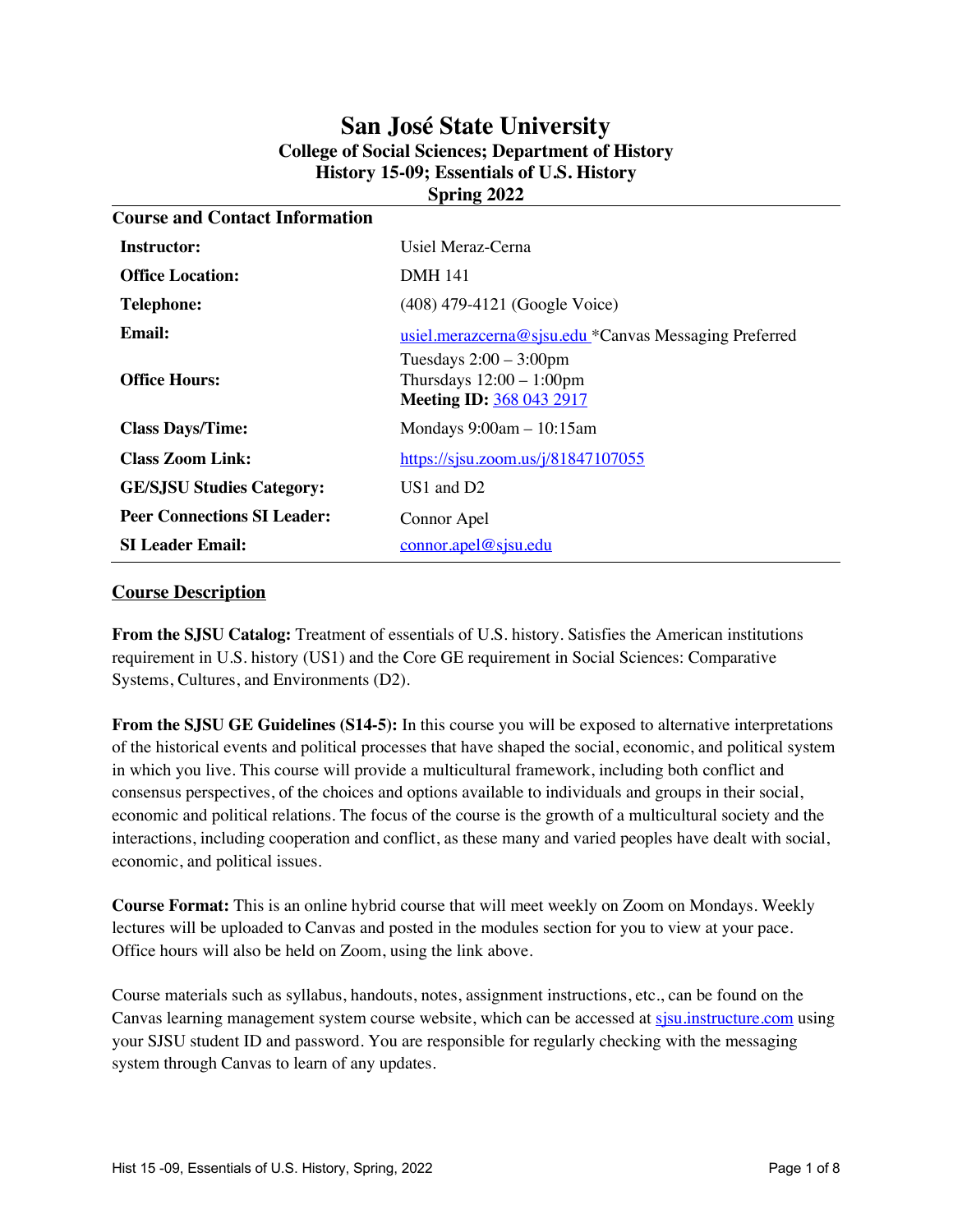# San José State University
## College of Social Sciences; Department of History
## History 15-09; Essentials of U.S. History
## Spring 2022

### Course and Contact Information

| | |
|---|---|
| **Instructor:** | Usiel Meraz-Cerna |
| **Office Location:** | DMH 141 |
| **Telephone:** | (408) 479-4121 (Google Voice) |
| **Email:** | usiel.merazcerna@sjsu.edu *Canvas Messaging Preferred |
| **Office Hours:** | Tuesdays 2:00 – 3:00pm<br>Thursdays 12:00 – 1:00pm<br>**Meeting ID:** 368 043 2917 |
| **Class Days/Time:** | Mondays 9:00am – 10:15am |
| **Class Zoom Link:** | https://sjsu.zoom.us/j/81847107055 |
| **GE/SJSU Studies Category:** | US1 and D2 |
| **Peer Connections SI Leader:** | Connor Apel |
| **SI Leader Email:** | connor.apel@sjsu.edu |

## Course Description

**From the SJSU Catalog:** Treatment of essentials of U.S. history. Satisfies the American institutions requirement in U.S. history (US1) and the Core GE requirement in Social Sciences: Comparative Systems, Cultures, and Environments (D2).

**From the SJSU GE Guidelines (S14-5):** In this course you will be exposed to alternative interpretations of the historical events and political processes that have shaped the social, economic, and political system in which you live. This course will provide a multicultural framework, including both conflict and consensus perspectives, of the choices and options available to individuals and groups in their social, economic and political relations. The focus of the course is the growth of a multicultural society and the interactions, including cooperation and conflict, as these many and varied peoples have dealt with social, economic, and political issues.

**Course Format:** This is an online hybrid course that will meet weekly on Zoom on Mondays. Weekly lectures will be uploaded to Canvas and posted in the modules section for you to view at your pace. Office hours will also be held on Zoom, using the link above.

Course materials such as syllabus, handouts, notes, assignment instructions, etc., can be found on the Canvas learning management system course website, which can be accessed at sjsu.instructure.com using your SJSU student ID and password. You are responsible for regularly checking with the messaging system through Canvas to learn of any updates.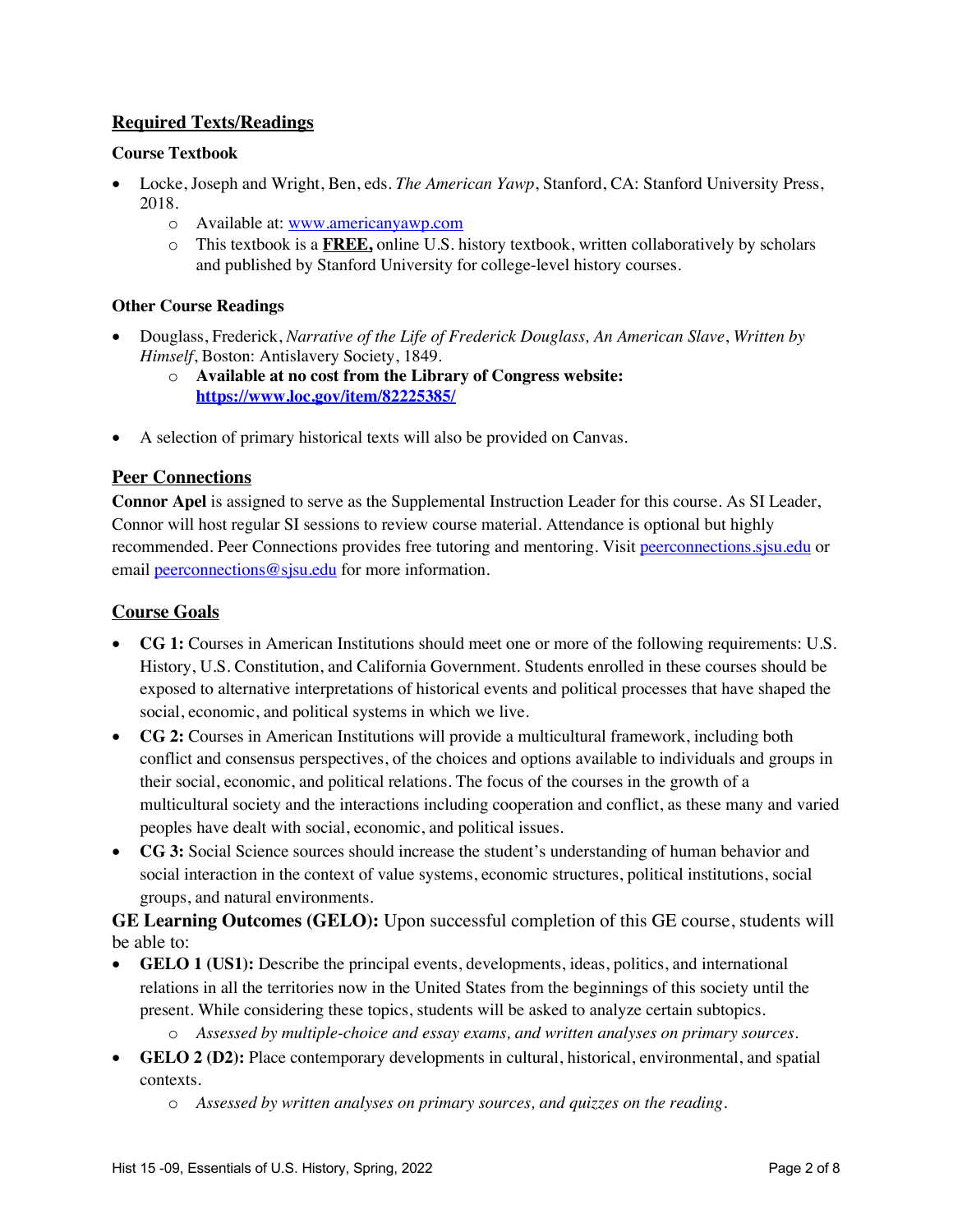## Required Texts/Readings

### Course Textbook

- Locke, Joseph and Wright, Ben, eds. *The American Yawp*, Stanford, CA: Stanford University Press, 2018.
  - Available at: [www.americanyawp.com](http://www.americanyawp.com)
  - This textbook is a **FREE,** online U.S. history textbook, written collaboratively by scholars and published by Stanford University for college-level history courses.

### Other Course Readings

- Douglass, Frederick, *Narrative of the Life of Frederick Douglass, An American Slave*, *Written by Himself*, Boston: Antislavery Society, 1849.
  - **Available at no cost from the Library of Congress website: [https://www.loc.gov/item/82225385/](https://www.loc.gov/item/82225385/)**

- A selection of primary historical texts will also be provided on Canvas.

## Peer Connections

**Connor Apel** is assigned to serve as the Supplemental Instruction Leader for this course. As SI Leader, Connor will host regular SI sessions to review course material. Attendance is optional but highly recommended. Peer Connections provides free tutoring and mentoring. Visit [peerconnections.sjsu.edu](http://peerconnections.sjsu.edu) or email [peerconnections@sjsu.edu](mailto:peerconnections@sjsu.edu) for more information.

## Course Goals

- **CG 1:** Courses in American Institutions should meet one or more of the following requirements: U.S. History, U.S. Constitution, and California Government. Students enrolled in these courses should be exposed to alternative interpretations of historical events and political processes that have shaped the social, economic, and political systems in which we live.
- **CG 2:** Courses in American Institutions will provide a multicultural framework, including both conflict and consensus perspectives, of the choices and options available to individuals and groups in their social, economic, and political relations. The focus of the courses in the growth of a multicultural society and the interactions including cooperation and conflict, as these many and varied peoples have dealt with social, economic, and political issues.
- **CG 3:** Social Science sources should increase the student's understanding of human behavior and social interaction in the context of value systems, economic structures, political institutions, social groups, and natural environments.

**GE Learning Outcomes (GELO):** Upon successful completion of this GE course, students will be able to:

- **GELO 1 (US1):** Describe the principal events, developments, ideas, politics, and international relations in all the territories now in the United States from the beginnings of this society until the present. While considering these topics, students will be asked to analyze certain subtopics.
  - *Assessed by multiple-choice and essay exams, and written analyses on primary sources.*
- **GELO 2 (D2):** Place contemporary developments in cultural, historical, environmental, and spatial contexts.
  - *Assessed by written analyses on primary sources, and quizzes on the reading.*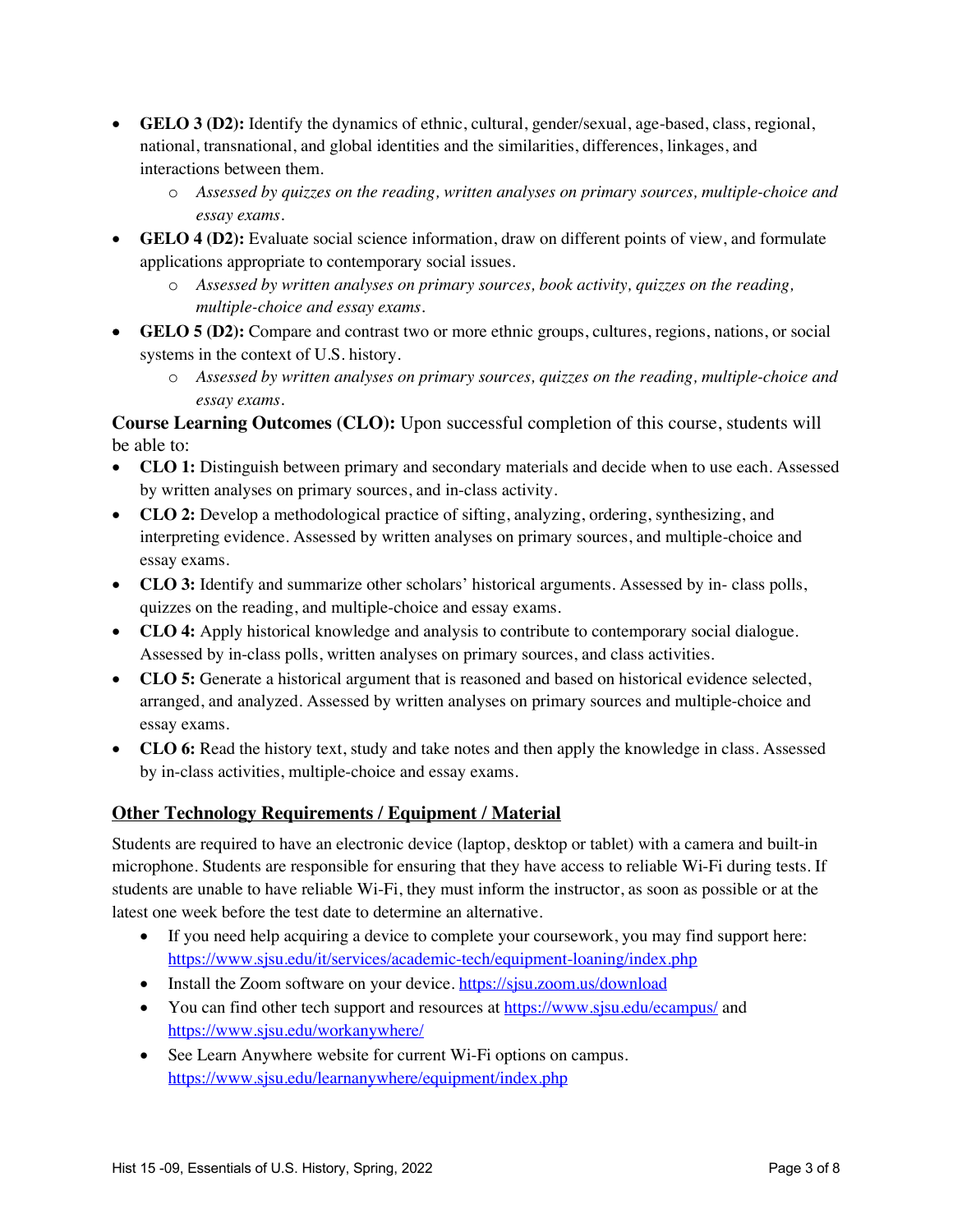- **GELO 3 (D2):** Identify the dynamics of ethnic, cultural, gender/sexual, age-based, class, regional, national, transnational, and global identities and the similarities, differences, linkages, and interactions between them.
    - *Assessed by quizzes on the reading, written analyses on primary sources, multiple-choice and essay exams.*
- **GELO 4 (D2):** Evaluate social science information, draw on different points of view, and formulate applications appropriate to contemporary social issues.
    - *Assessed by written analyses on primary sources, book activity, quizzes on the reading, multiple-choice and essay exams.*
- **GELO 5 (D2):** Compare and contrast two or more ethnic groups, cultures, regions, nations, or social systems in the context of U.S. history.
    - *Assessed by written analyses on primary sources, quizzes on the reading, multiple-choice and essay exams.*

**Course Learning Outcomes (CLO):** Upon successful completion of this course, students will be able to:

- **CLO 1:** Distinguish between primary and secondary materials and decide when to use each. Assessed by written analyses on primary sources, and in-class activity.
- **CLO 2:** Develop a methodological practice of sifting, analyzing, ordering, synthesizing, and interpreting evidence. Assessed by written analyses on primary sources, and multiple-choice and essay exams.
- **CLO 3:** Identify and summarize other scholars' historical arguments. Assessed by in- class polls, quizzes on the reading, and multiple-choice and essay exams.
- **CLO 4:** Apply historical knowledge and analysis to contribute to contemporary social dialogue. Assessed by in-class polls, written analyses on primary sources, and class activities.
- **CLO 5:** Generate a historical argument that is reasoned and based on historical evidence selected, arranged, and analyzed. Assessed by written analyses on primary sources and multiple-choice and essay exams.
- **CLO 6:** Read the history text, study and take notes and then apply the knowledge in class. Assessed by in-class activities, multiple-choice and essay exams.

## Other Technology Requirements / Equipment / Material

Students are required to have an electronic device (laptop, desktop or tablet) with a camera and built-in microphone. Students are responsible for ensuring that they have access to reliable Wi-Fi during tests. If students are unable to have reliable Wi-Fi, they must inform the instructor, as soon as possible or at the latest one week before the test date to determine an alternative.

- If you need help acquiring a device to complete your coursework, you may find support here: https://www.sjsu.edu/it/services/academic-tech/equipment-loaning/index.php
- Install the Zoom software on your device. https://sjsu.zoom.us/download
- You can find other tech support and resources at https://www.sjsu.edu/ecampus/ and https://www.sjsu.edu/workanywhere/
- See Learn Anywhere website for current Wi-Fi options on campus. https://www.sjsu.edu/learnanywhere/equipment/index.php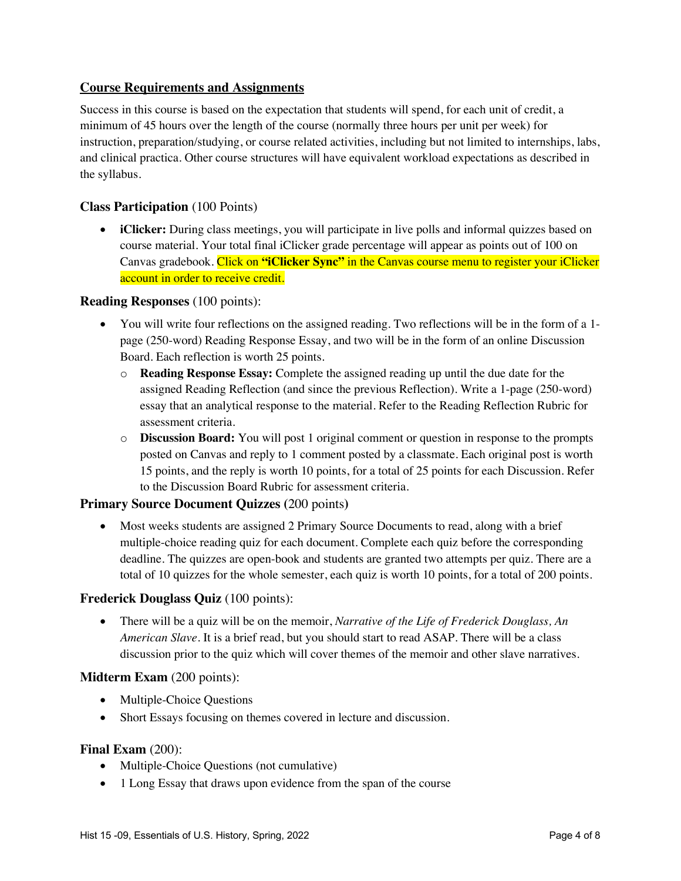## Course Requirements and Assignments

Success in this course is based on the expectation that students will spend, for each unit of credit, a minimum of 45 hours over the length of the course (normally three hours per unit per week) for instruction, preparation/studying, or course related activities, including but not limited to internships, labs, and clinical practica. Other course structures will have equivalent workload expectations as described in the syllabus.

### Class Participation (100 Points)

- **iClicker:** During class meetings, you will participate in live polls and informal quizzes based on course material. Your total final iClicker grade percentage will appear as points out of 100 on Canvas gradebook. Click on **"iClicker Sync"** in the Canvas course menu to register your iClicker account in order to receive credit.

### Reading Responses (100 points):

- You will write four reflections on the assigned reading. Two reflections will be in the form of a 1-page (250-word) Reading Response Essay, and two will be in the form of an online Discussion Board. Each reflection is worth 25 points.
  - **Reading Response Essay:** Complete the assigned reading up until the due date for the assigned Reading Reflection (and since the previous Reflection). Write a 1-page (250-word) essay that an analytical response to the material. Refer to the Reading Reflection Rubric for assessment criteria.
  - **Discussion Board:** You will post 1 original comment or question in response to the prompts posted on Canvas and reply to 1 comment posted by a classmate. Each original post is worth 15 points, and the reply is worth 10 points, for a total of 25 points for each Discussion. Refer to the Discussion Board Rubric for assessment criteria.

### Primary Source Document Quizzes (200 points)

- Most weeks students are assigned 2 Primary Source Documents to read, along with a brief multiple-choice reading quiz for each document. Complete each quiz before the corresponding deadline. The quizzes are open-book and students are granted two attempts per quiz. There are a total of 10 quizzes for the whole semester, each quiz is worth 10 points, for a total of 200 points.

### Frederick Douglass Quiz (100 points):

- There will be a quiz will be on the memoir, *Narrative of the Life of Frederick Douglass, An American Slave*. It is a brief read, but you should start to read ASAP. There will be a class discussion prior to the quiz which will cover themes of the memoir and other slave narratives.

### Midterm Exam (200 points):

- Multiple-Choice Questions
- Short Essays focusing on themes covered in lecture and discussion.

### Final Exam (200):

- Multiple-Choice Questions (not cumulative)
- 1 Long Essay that draws upon evidence from the span of the course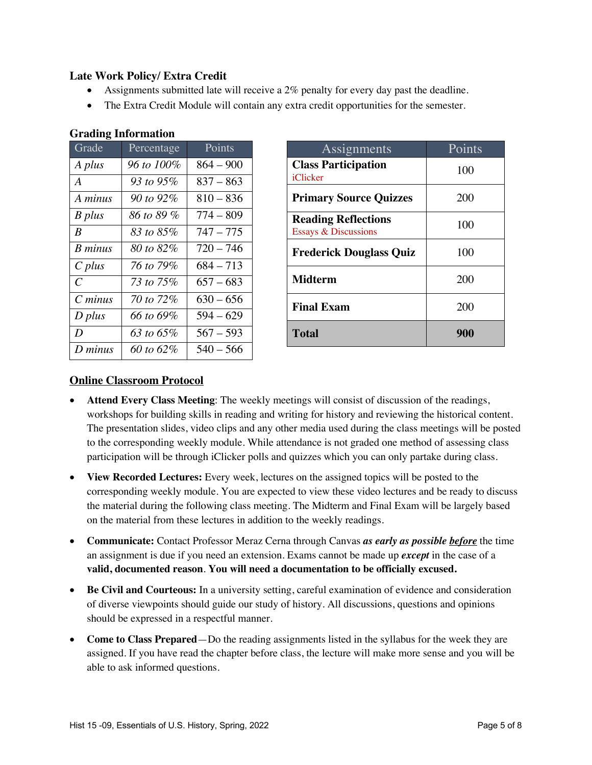**Late Work Policy/ Extra Credit**

- Assignments submitted late will receive a 2% penalty for every day past the deadline.
- The Extra Credit Module will contain any extra credit opportunities for the semester.

**Grading Information**

| Grade | Percentage | Points |
|---|---|---|
| *A plus* | *96 to 100%* | 864 – 900 |
| *A* | *93 to 95%* | 837 – 863 |
| *A minus* | *90 to 92%* | 810 – 836 |
| *B plus* | *86 to 89 %* | 774 – 809 |
| *B* | *83 to 85%* | 747 – 775 |
| *B minus* | *80 to 82%* | 720 – 746 |
| *C plus* | *76 to 79%* | 684 – 713 |
| *C* | *73 to 75%* | 657 – 683 |
| *C minus* | *70 to 72%* | 630 – 656 |
| *D plus* | *66 to 69%* | 594 – 629 |
| *D* | *63 to 65%* | 567 – 593 |
| *D minus* | *60 to 62%* | 540 – 566 |

| Assignments | Points |
|---|---|
| **Class Participation** iClicker | 100 |
| **Primary Source Quizzes** | 200 |
| **Reading Reflections** Essays & Discussions | 100 |
| **Frederick Douglass Quiz** | 100 |
| **Midterm** | 200 |
| **Final Exam** | 200 |
| **Total** | **900** |

**Online Classroom Protocol**

- **Attend Every Class Meeting**: The weekly meetings will consist of discussion of the readings, workshops for building skills in reading and writing for history and reviewing the historical content. The presentation slides, video clips and any other media used during the class meetings will be posted to the corresponding weekly module. While attendance is not graded one method of assessing class participation will be through iClicker polls and quizzes which you can only partake during class.
- **View Recorded Lectures:** Every week, lectures on the assigned topics will be posted to the corresponding weekly module. You are expected to view these video lectures and be ready to discuss the material during the following class meeting. The Midterm and Final Exam will be largely based on the material from these lectures in addition to the weekly readings.
- **Communicate:** Contact Professor Meraz Cerna through Canvas ***as early as possible before*** the time an assignment is due if you need an extension. Exams cannot be made up ***except*** in the case of a **valid, documented reason**. **You will need a documentation to be officially excused.**
- **Be Civil and Courteous:** In a university setting, careful examination of evidence and consideration of diverse viewpoints should guide our study of history. All discussions, questions and opinions should be expressed in a respectful manner.
- **Come to Class Prepared**—Do the reading assignments listed in the syllabus for the week they are assigned. If you have read the chapter before class, the lecture will make more sense and you will be able to ask informed questions.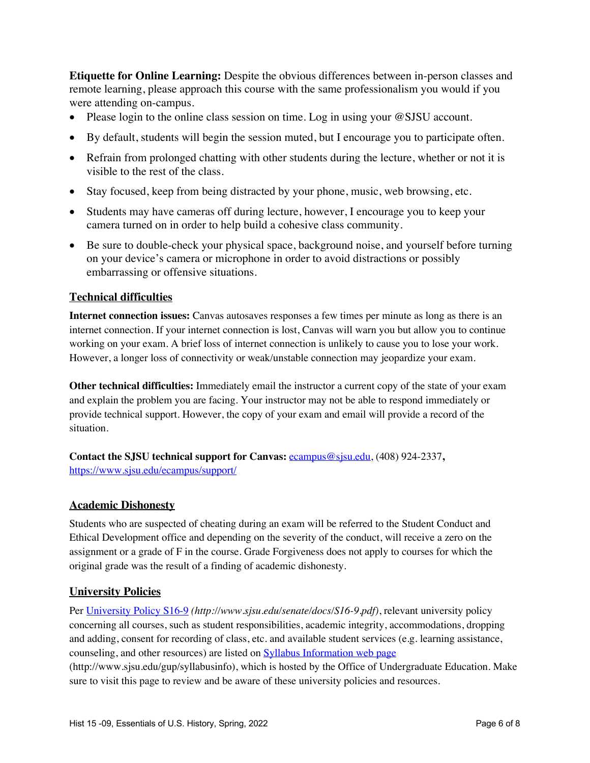**Etiquette for Online Learning:** Despite the obvious differences between in-person classes and remote learning, please approach this course with the same professionalism you would if you were attending on-campus.

- Please login to the online class session on time. Log in using your @SJSU account.
- By default, students will begin the session muted, but I encourage you to participate often.
- Refrain from prolonged chatting with other students during the lecture, whether or not it is visible to the rest of the class.
- Stay focused, keep from being distracted by your phone, music, web browsing, etc.
- Students may have cameras off during lecture, however, I encourage you to keep your camera turned on in order to help build a cohesive class community.
- Be sure to double-check your physical space, background noise, and yourself before turning on your device's camera or microphone in order to avoid distractions or possibly embarrassing or offensive situations.

## Technical difficulties

**Internet connection issues:** Canvas autosaves responses a few times per minute as long as there is an internet connection. If your internet connection is lost, Canvas will warn you but allow you to continue working on your exam. A brief loss of internet connection is unlikely to cause you to lose your work. However, a longer loss of connectivity or weak/unstable connection may jeopardize your exam.

**Other technical difficulties:** Immediately email the instructor a current copy of the state of your exam and explain the problem you are facing. Your instructor may not be able to respond immediately or provide technical support. However, the copy of your exam and email will provide a record of the situation.

**Contact the SJSU technical support for Canvas:** [ecampus@sjsu.edu](mailto:ecampus@sjsu.edu), (408) 924-2337**,** [https://www.sjsu.edu/ecampus/support/](https://www.sjsu.edu/ecampus/support/)

## Academic Dishonesty

Students who are suspected of cheating during an exam will be referred to the Student Conduct and Ethical Development office and depending on the severity of the conduct, will receive a zero on the assignment or a grade of F in the course. Grade Forgiveness does not apply to courses for which the original grade was the result of a finding of academic dishonesty.

## University Policies

Per [University Policy S16-9](http://www.sjsu.edu/senate/docs/S16-9.pdf) *(http://www.sjsu.edu/senate/docs/S16-9.pdf)*, relevant university policy concerning all courses, such as student responsibilities, academic integrity, accommodations, dropping and adding, consent for recording of class, etc. and available student services (e.g. learning assistance, counseling, and other resources) are listed on [Syllabus Information web page](http://www.sjsu.edu/gup/syllabusinfo) (http://www.sjsu.edu/gup/syllabusinfo), which is hosted by the Office of Undergraduate Education. Make sure to visit this page to review and be aware of these university policies and resources.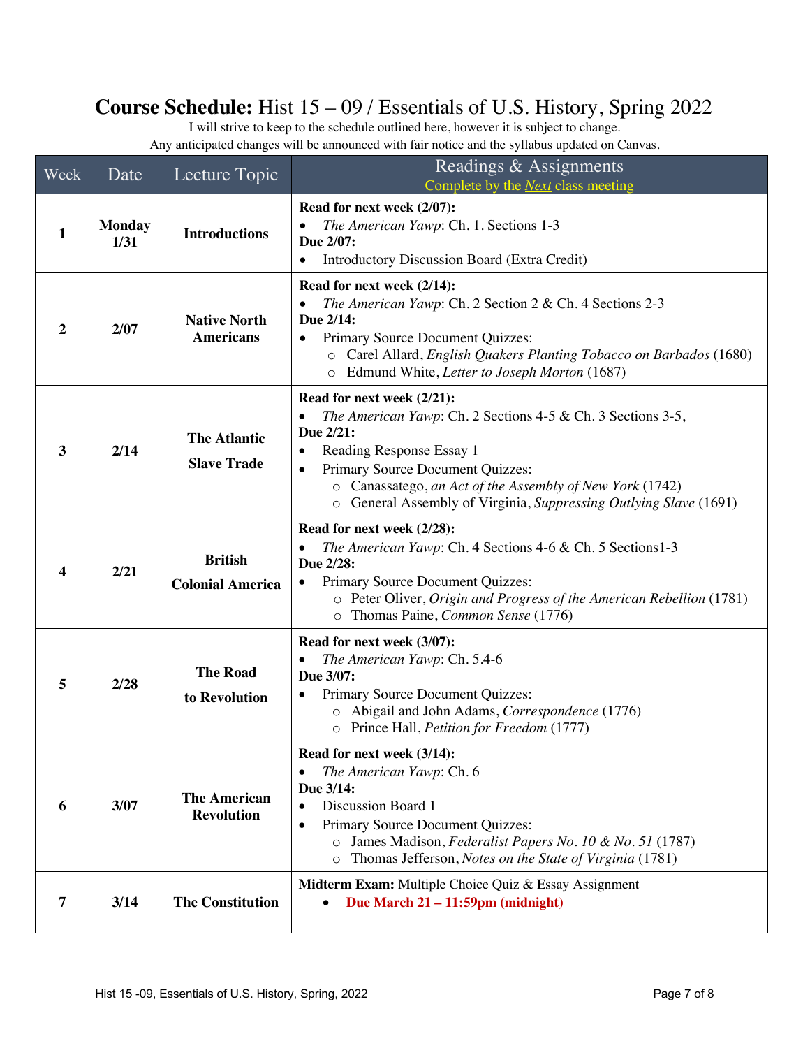# **Course Schedule:** Hist 15 – 09 / Essentials of U.S. History, Spring 2022

I will strive to keep to the schedule outlined here, however it is subject to change.
Any anticipated changes will be announced with fair notice and the syllabus updated on Canvas.

| Week | Date | Lecture Topic | Readings & Assignments<br>Complete by the *Next* class meeting |
|---|---|---|---|
| **1** | **Monday 1/31** | **Introductions** | **Read for next week (2/07):**<br>• *The American Yawp*: Ch. 1. Sections 1-3<br>**Due 2/07:**<br>• Introductory Discussion Board (Extra Credit) |
| **2** | **2/07** | **Native North Americans** | **Read for next week (2/14):**<br>• *The American Yawp*: Ch. 2 Section 2 & Ch. 4 Sections 2-3<br>**Due 2/14:**<br>• Primary Source Document Quizzes:<br>○ Carel Allard, *English Quakers Planting Tobacco on Barbados* (1680)<br>○ Edmund White, *Letter to Joseph Morton* (1687) |
| **3** | **2/14** | **The Atlantic Slave Trade** | **Read for next week (2/21):**<br>• *The American Yawp*: Ch. 2 Sections 4-5 & Ch. 3 Sections 3-5,<br>**Due 2/21:**<br>• Reading Response Essay 1<br>• Primary Source Document Quizzes:<br>○ Canassatego, *an Act of the Assembly of New York* (1742)<br>○ General Assembly of Virginia, *Suppressing Outlying Slave* (1691) |
| **4** | **2/21** | **British Colonial America** | **Read for next week (2/28):**<br>• *The American Yawp*: Ch. 4 Sections 4-6 & Ch. 5 Sections1-3<br>**Due 2/28:**<br>• Primary Source Document Quizzes:<br>○ Peter Oliver, *Origin and Progress of the American Rebellion* (1781)<br>○ Thomas Paine, *Common Sense* (1776) |
| **5** | **2/28** | **The Road to Revolution** | **Read for next week (3/07):**<br>• *The American Yawp*: Ch. 5.4-6<br>**Due 3/07:**<br>• Primary Source Document Quizzes:<br>○ Abigail and John Adams, *Correspondence* (1776)<br>○ Prince Hall, *Petition for Freedom* (1777) |
| **6** | **3/07** | **The American Revolution** | **Read for next week (3/14):**<br>• *The American Yawp*: Ch. 6<br>**Due 3/14:**<br>• Discussion Board 1<br>• Primary Source Document Quizzes:<br>○ James Madison, *Federalist Papers No. 10 & No. 51* (1787)<br>○ Thomas Jefferson, *Notes on the State of Virginia* (1781) |
| **7** | **3/14** | **The Constitution** | **Midterm Exam:** Multiple Choice Quiz & Essay Assignment<br>• **Due March 21 – 11:59pm (midnight)** |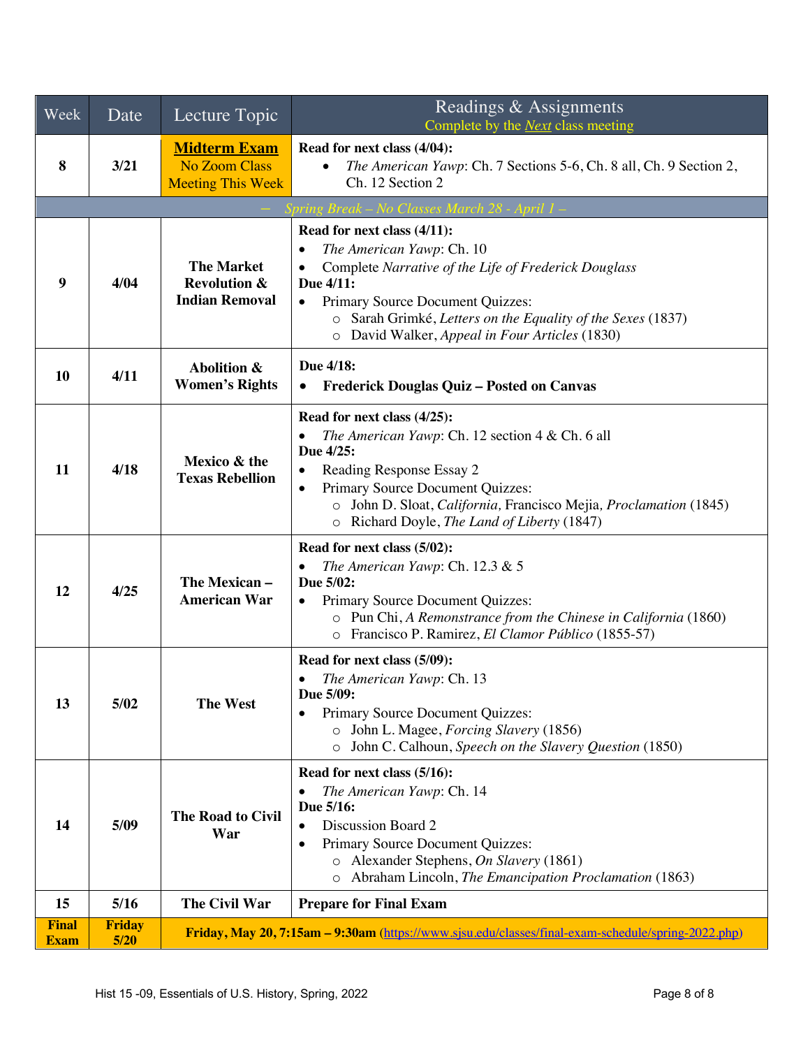| Week | Date | Lecture Topic | Readings & Assignments<br>Complete by the *Next* class meeting |
|---|---|---|---|
| **8** | **3/21** | **Midterm Exam**<br>No Zoom Class Meeting This Week | **Read for next class (4/04):**<br>• *The American Yawp*: Ch. 7 Sections 5-6, Ch. 8 all, Ch. 9 Section 2, Ch. 12 Section 2 |
| *– Spring Break – No Classes March 28 - April 1 –* | | | |
| **9** | **4/04** | **The Market Revolution & Indian Removal** | **Read for next class (4/11):**<br>• *The American Yawp*: Ch. 10<br>• Complete *Narrative of the Life of Frederick Douglass*<br>**Due 4/11:**<br>• Primary Source Document Quizzes:<br>  ○ Sarah Grimké, *Letters on the Equality of the Sexes* (1837)<br>  ○ David Walker, *Appeal in Four Articles* (1830) |
| **10** | **4/11** | **Abolition & Women's Rights** | **Due 4/18:**<br>• **Frederick Douglas Quiz – Posted on Canvas** |
| **11** | **4/18** | **Mexico & the Texas Rebellion** | **Read for next class (4/25):**<br>• *The American Yawp*: Ch. 12 section 4 & Ch. 6 all<br>**Due 4/25:**<br>• Reading Response Essay 2<br>• Primary Source Document Quizzes:<br>  ○ John D. Sloat, *California,* Francisco Mejia, *Proclamation* (1845)<br>  ○ Richard Doyle, *The Land of Liberty* (1847) |
| **12** | **4/25** | **The Mexican – American War** | **Read for next class (5/02):**<br>• *The American Yawp*: Ch. 12.3 & 5<br>**Due 5/02:**<br>• Primary Source Document Quizzes:<br>  ○ Pun Chi, *A Remonstrance from the Chinese in California* (1860)<br>  ○ Francisco P. Ramirez, *El Clamor Público* (1855-57) |
| **13** | **5/02** | **The West** | **Read for next class (5/09):**<br>• *The American Yawp*: Ch. 13<br>**Due 5/09:**<br>• Primary Source Document Quizzes:<br>  ○ John L. Magee, *Forcing Slavery* (1856)<br>  ○ John C. Calhoun, *Speech on the Slavery Question* (1850) |
| **14** | **5/09** | **The Road to Civil War** | **Read for next class (5/16):**<br>• *The American Yawp*: Ch. 14<br>**Due 5/16:**<br>• Discussion Board 2<br>• Primary Source Document Quizzes:<br>  ○ Alexander Stephens, *On Slavery* (1861)<br>  ○ Abraham Lincoln, *The Emancipation Proclamation* (1863) |
| **15** | **5/16** | **The Civil War** | **Prepare for Final Exam** |
| **Final Exam** | **Friday 5/20** | **Friday, May 20, 7:15am – 9:30am** (https://www.sjsu.edu/classes/final-exam-schedule/spring-2022.php) | |